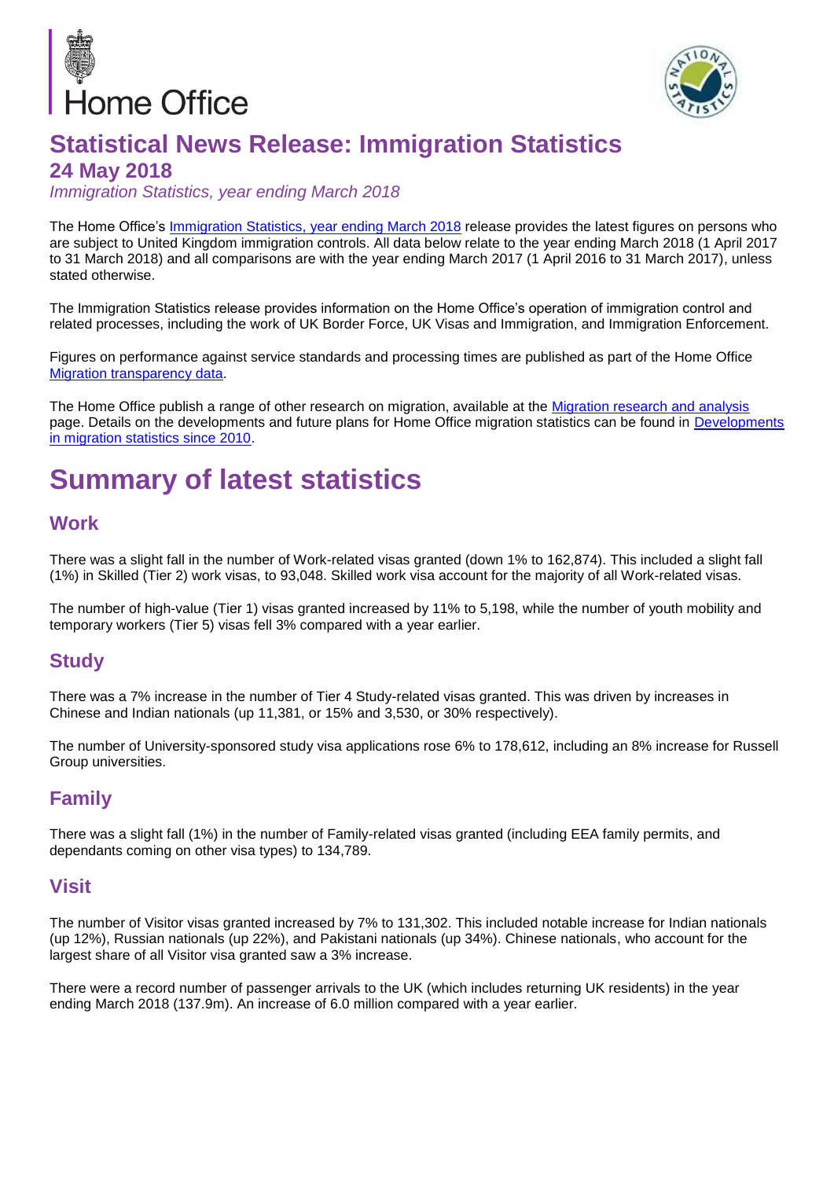Home Office

# Statistical News Release: Immigration Statistics

## 24 May 2018

*Immigration Statistics, year ending March 2018*

The Home Office's Immigration Statistics, year ending March 2018 release provides the latest figures on persons who are subject to United Kingdom immigration controls. All data below relate to the year ending March 2018 (1 April 2017 to 31 March 2018) and all comparisons are with the year ending March 2017 (1 April 2016 to 31 March 2017), unless stated otherwise.

The Immigration Statistics release provides information on the Home Office's operation of immigration control and related processes, including the work of UK Border Force, UK Visas and Immigration, and Immigration Enforcement.

Figures on performance against service standards and processing times are published as part of the Home Office Migration transparency data.

The Home Office publish a range of other research on migration, available at the Migration research and analysis page. Details on the developments and future plans for Home Office migration statistics can be found in Developments in migration statistics since 2010.

# Summary of latest statistics

## Work

There was a slight fall in the number of Work-related visas granted (down 1% to 162,874). This included a slight fall (1%) in Skilled (Tier 2) work visas, to 93,048. Skilled work visa account for the majority of all Work-related visas.

The number of high-value (Tier 1) visas granted increased by 11% to 5,198, while the number of youth mobility and temporary workers (Tier 5) visas fell 3% compared with a year earlier.

## Study

There was a 7% increase in the number of Tier 4 Study-related visas granted. This was driven by increases in Chinese and Indian nationals (up 11,381, or 15% and 3,530, or 30% respectively).

The number of University-sponsored study visa applications rose 6% to 178,612, including an 8% increase for Russell Group universities.

## Family

There was a slight fall (1%) in the number of Family-related visas granted (including EEA family permits, and dependants coming on other visa types) to 134,789.

## Visit

The number of Visitor visas granted increased by 7% to 131,302. This included notable increase for Indian nationals (up 12%), Russian nationals (up 22%), and Pakistani nationals (up 34%). Chinese nationals, who account for the largest share of all Visitor visa granted saw a 3% increase.

There were a record number of passenger arrivals to the UK (which includes returning UK residents) in the year ending March 2018 (137.9m). An increase of 6.0 million compared with a year earlier.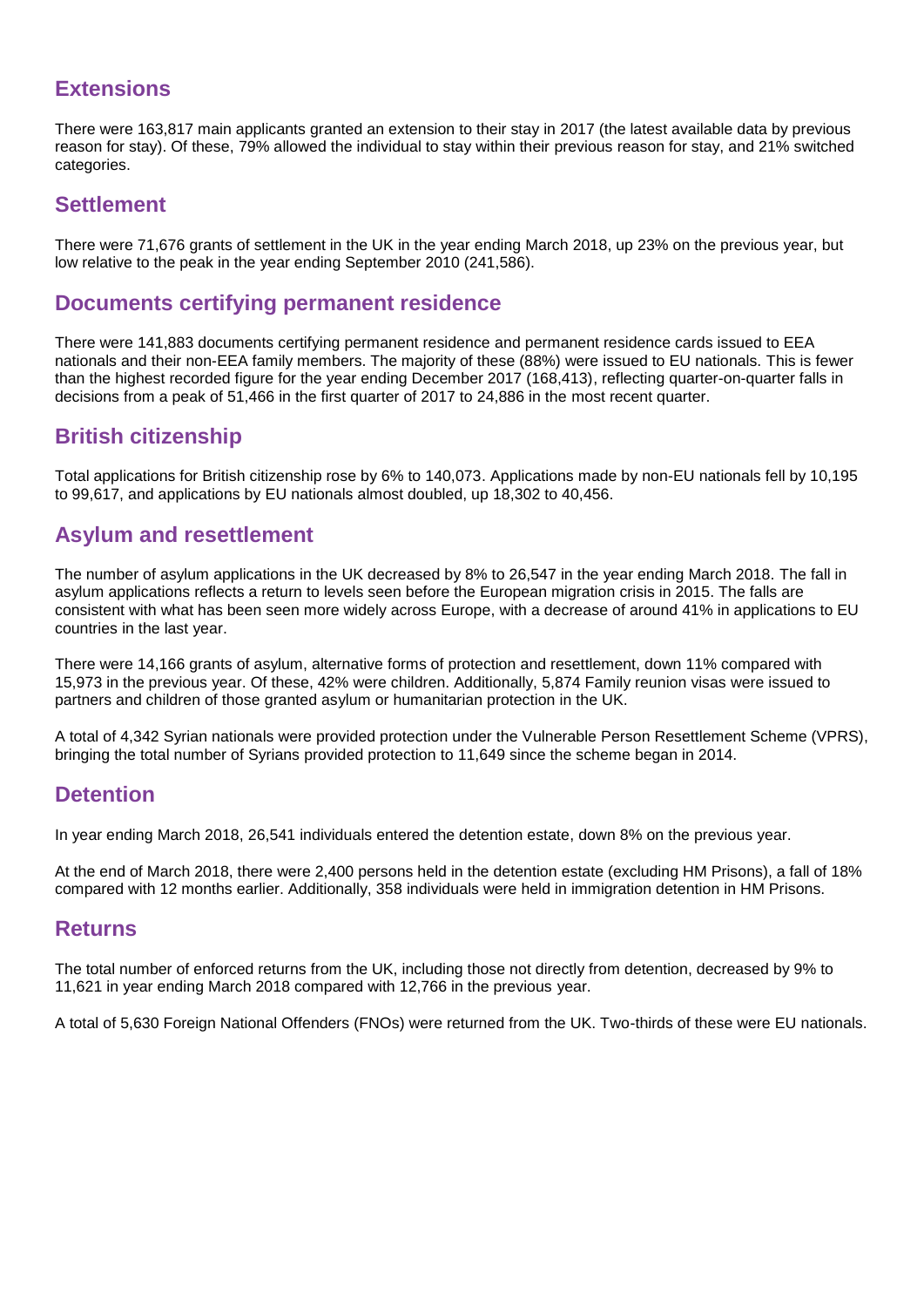## Extensions

There were 163,817 main applicants granted an extension to their stay in 2017 (the latest available data by previous reason for stay). Of these, 79% allowed the individual to stay within their previous reason for stay, and 21% switched categories.

## Settlement

There were 71,676 grants of settlement in the UK in the year ending March 2018, up 23% on the previous year, but low relative to the peak in the year ending September 2010 (241,586).

## Documents certifying permanent residence

There were 141,883 documents certifying permanent residence and permanent residence cards issued to EEA nationals and their non-EEA family members. The majority of these (88%) were issued to EU nationals. This is fewer than the highest recorded figure for the year ending December 2017 (168,413), reflecting quarter-on-quarter falls in decisions from a peak of 51,466 in the first quarter of 2017 to 24,886 in the most recent quarter.

## British citizenship

Total applications for British citizenship rose by 6% to 140,073. Applications made by non-EU nationals fell by 10,195 to 99,617, and applications by EU nationals almost doubled, up 18,302 to 40,456.

## Asylum and resettlement

The number of asylum applications in the UK decreased by 8% to 26,547 in the year ending March 2018. The fall in asylum applications reflects a return to levels seen before the European migration crisis in 2015. The falls are consistent with what has been seen more widely across Europe, with a decrease of around 41% in applications to EU countries in the last year.

There were 14,166 grants of asylum, alternative forms of protection and resettlement, down 11% compared with 15,973 in the previous year. Of these, 42% were children. Additionally, 5,874 Family reunion visas were issued to partners and children of those granted asylum or humanitarian protection in the UK.

A total of 4,342 Syrian nationals were provided protection under the Vulnerable Person Resettlement Scheme (VPRS), bringing the total number of Syrians provided protection to 11,649 since the scheme began in 2014.

## Detention

In year ending March 2018, 26,541 individuals entered the detention estate, down 8% on the previous year.

At the end of March 2018, there were 2,400 persons held in the detention estate (excluding HM Prisons), a fall of 18% compared with 12 months earlier. Additionally, 358 individuals were held in immigration detention in HM Prisons.

## Returns

The total number of enforced returns from the UK, including those not directly from detention, decreased by 9% to 11,621 in year ending March 2018 compared with 12,766 in the previous year.

A total of 5,630 Foreign National Offenders (FNOs) were returned from the UK. Two-thirds of these were EU nationals.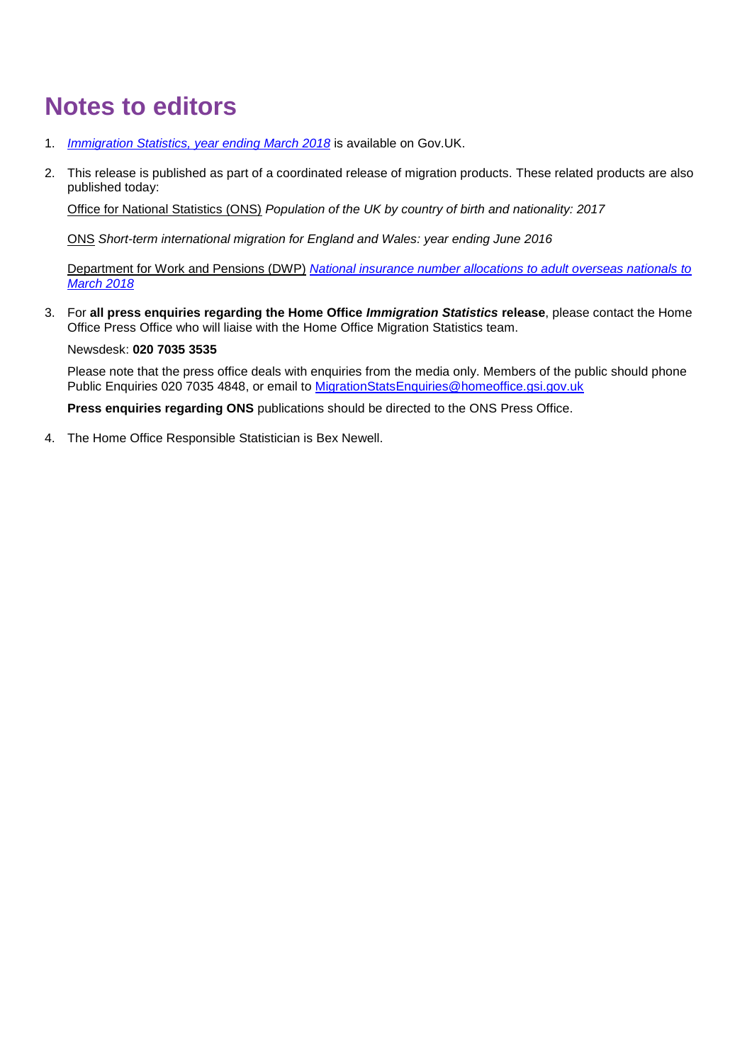# Notes to editors

1. *Immigration Statistics, year ending March 2018* is available on Gov.UK.

2. This release is published as part of a coordinated release of migration products. These related products are also published today:

   Office for National Statistics (ONS) *Population of the UK by country of birth and nationality: 2017*

   ONS *Short-term international migration for England and Wales: year ending June 2016*

   Department for Work and Pensions (DWP) *National insurance number allocations to adult overseas nationals to March 2018*

3. For **all press enquiries regarding the Home Office *Immigration Statistics* release**, please contact the Home Office Press Office who will liaise with the Home Office Migration Statistics team.

   Newsdesk: **020 7035 3535**

   Please note that the press office deals with enquiries from the media only. Members of the public should phone Public Enquiries 020 7035 4848, or email to MigrationStatsEnquiries@homeoffice.gsi.gov.uk

   **Press enquiries regarding ONS** publications should be directed to the ONS Press Office.

4. The Home Office Responsible Statistician is Bex Newell.